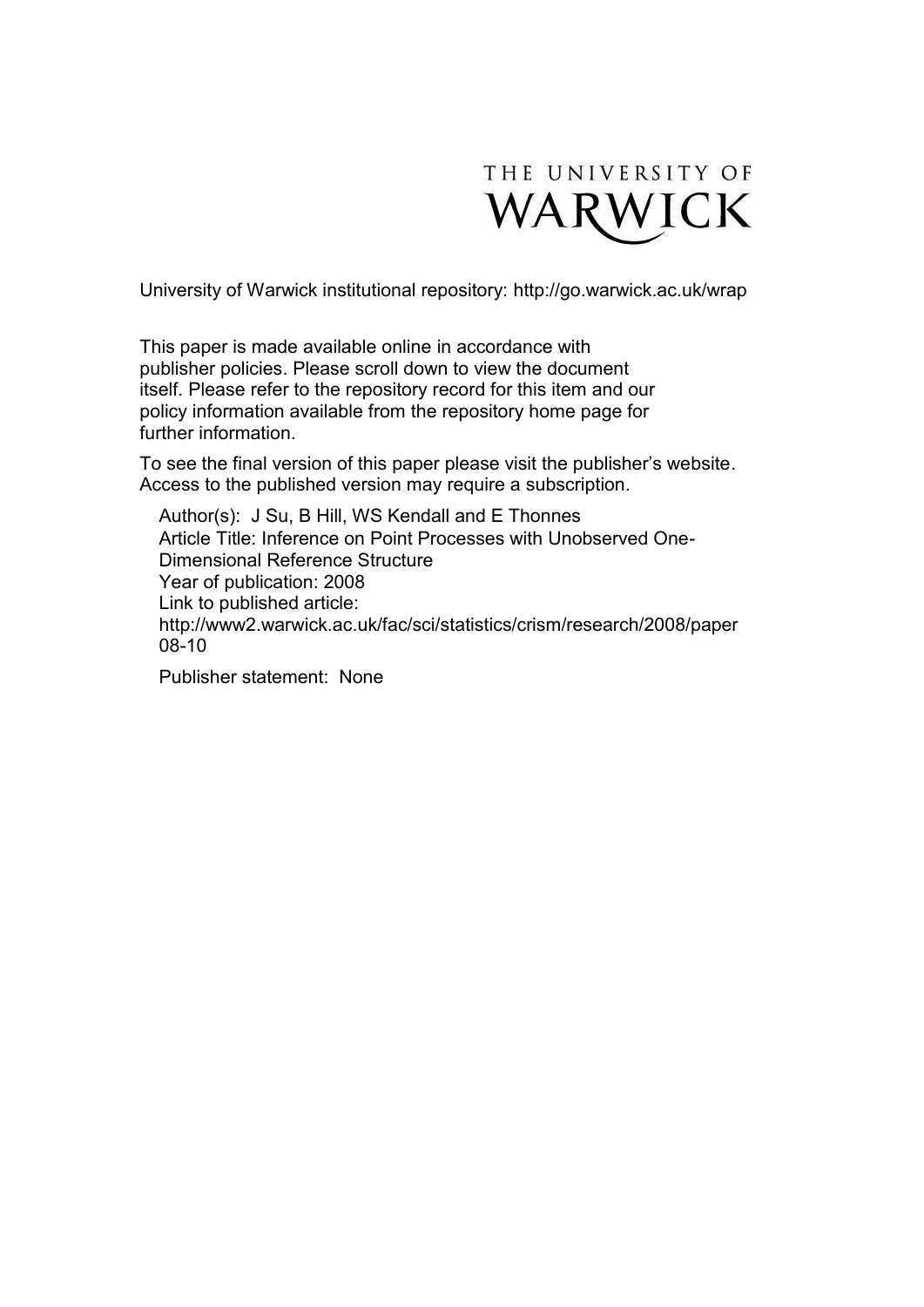THE UNIVERSITY OF WARWICK

University of Warwick institutional repository: http://go.warwick.ac.uk/wrap

This paper is made available online in accordance with publisher policies. Please scroll down to view the document itself. Please refer to the repository record for this item and our policy information available from the repository home page for further information.

To see the final version of this paper please visit the publisher's website. Access to the published version may require a subscription.

Author(s): J Su, B Hill, WS Kendall and E Thonnes
Article Title: Inference on Point Processes with Unobserved One-Dimensional Reference Structure
Year of publication: 2008
Link to published article:
http://www2.warwick.ac.uk/fac/sci/statistics/crism/research/2008/paper08-10

Publisher statement: None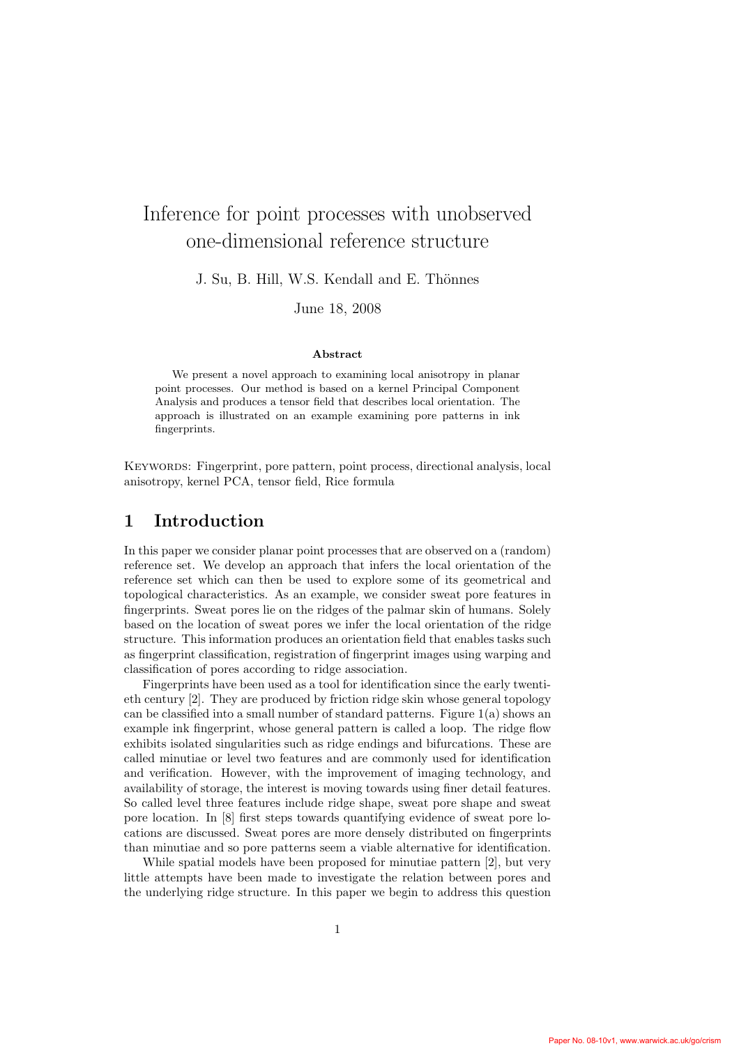# Inference for point processes with unobserved one-dimensional reference structure

J. Su, B. Hill, W.S. Kendall and E. Thönnes

June 18, 2008

**Abstract**

We present a novel approach to examining local anisotropy in planar point processes. Our method is based on a kernel Principal Component Analysis and produces a tensor field that describes local orientation. The approach is illustrated on an example examining pore patterns in ink fingerprints.

KEYWORDS: Fingerprint, pore pattern, point process, directional analysis, local anisotropy, kernel PCA, tensor field, Rice formula

## 1 Introduction

In this paper we consider planar point processes that are observed on a (random) reference set. We develop an approach that infers the local orientation of the reference set which can then be used to explore some of its geometrical and topological characteristics. As an example, we consider sweat pore features in fingerprints. Sweat pores lie on the ridges of the palmar skin of humans. Solely based on the location of sweat pores we infer the local orientation of the ridge structure. This information produces an orientation field that enables tasks such as fingerprint classification, registration of fingerprint images using warping and classification of pores according to ridge association.

Fingerprints have been used as a tool for identification since the early twentieth century [2]. They are produced by friction ridge skin whose general topology can be classified into a small number of standard patterns. Figure 1(a) shows an example ink fingerprint, whose general pattern is called a loop. The ridge flow exhibits isolated singularities such as ridge endings and bifurcations. These are called minutiae or level two features and are commonly used for identification and verification. However, with the improvement of imaging technology, and availability of storage, the interest is moving towards using finer detail features. So called level three features include ridge shape, sweat pore shape and sweat pore location. In [8] first steps towards quantifying evidence of sweat pore locations are discussed. Sweat pores are more densely distributed on fingerprints than minutiae and so pore patterns seem a viable alternative for identification.

While spatial models have been proposed for minutiae pattern [2], but very little attempts have been made to investigate the relation between pores and the underlying ridge structure. In this paper we begin to address this question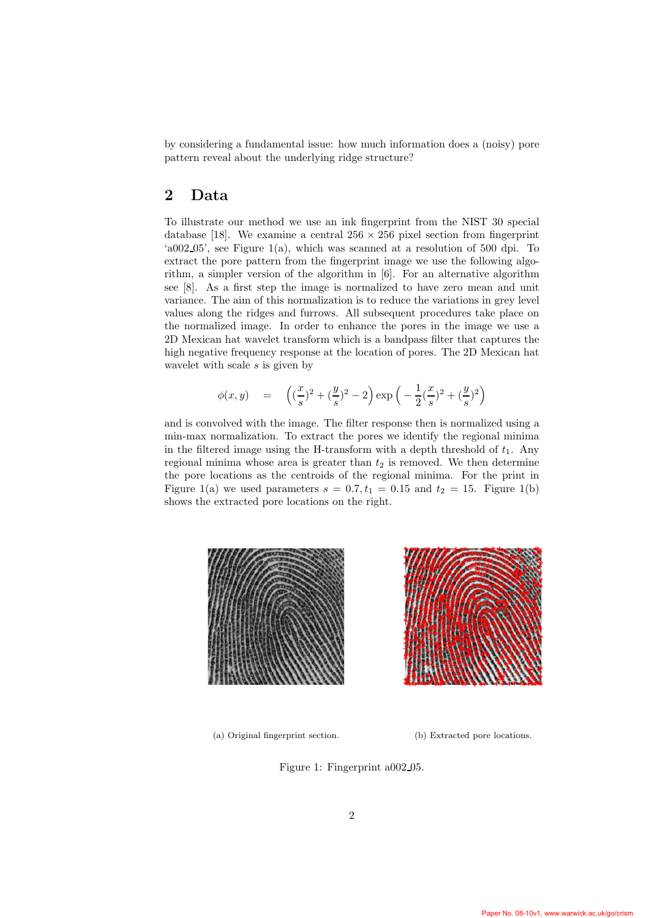by considering a fundamental issue: how much information does a (noisy) pore pattern reveal about the underlying ridge structure?

## 2 Data

To illustrate our method we use an ink fingerprint from the NIST 30 special database [18]. We examine a central $256 \times 256$ pixel section from fingerprint 'a002_05', see Figure 1(a), which was scanned at a resolution of 500 dpi. To extract the pore pattern from the fingerprint image we use the following algorithm, a simpler version of the algorithm in [6]. For an alternative algorithm see [8]. As a first step the image is normalized to have zero mean and unit variance. The aim of this normalization is to reduce the variations in grey level values along the ridges and furrows. All subsequent procedures take place on the normalized image. In order to enhance the pores in the image we use a 2D Mexican hat wavelet transform which is a bandpass filter that captures the high negative frequency response at the location of pores. The 2D Mexican hat wavelet with scale $s$ is given by

$$\phi(x, y) \quad = \quad \Big( (\frac{x}{s})^2 + (\frac{y}{s})^2 - 2 \Big) \exp \Big( -\frac{1}{2}(\frac{x}{s})^2 + (\frac{y}{s})^2 \Big)$$

and is convolved with the image. The filter response then is normalized using a min-max normalization. To extract the pores we identify the regional minima in the filtered image using the H-transform with a depth threshold of $t_1$. Any regional minima whose area is greater than $t_2$ is removed. We then determine the pore locations as the centroids of the regional minima. For the print in Figure 1(a) we used parameters $s = 0.7, t_1 = 0.15$ and $t_2 = 15$. Figure 1(b) shows the extracted pore locations on the right.

(a) Original fingerprint section.

(b) Extracted pore locations.

Figure 1: Fingerprint a002_05.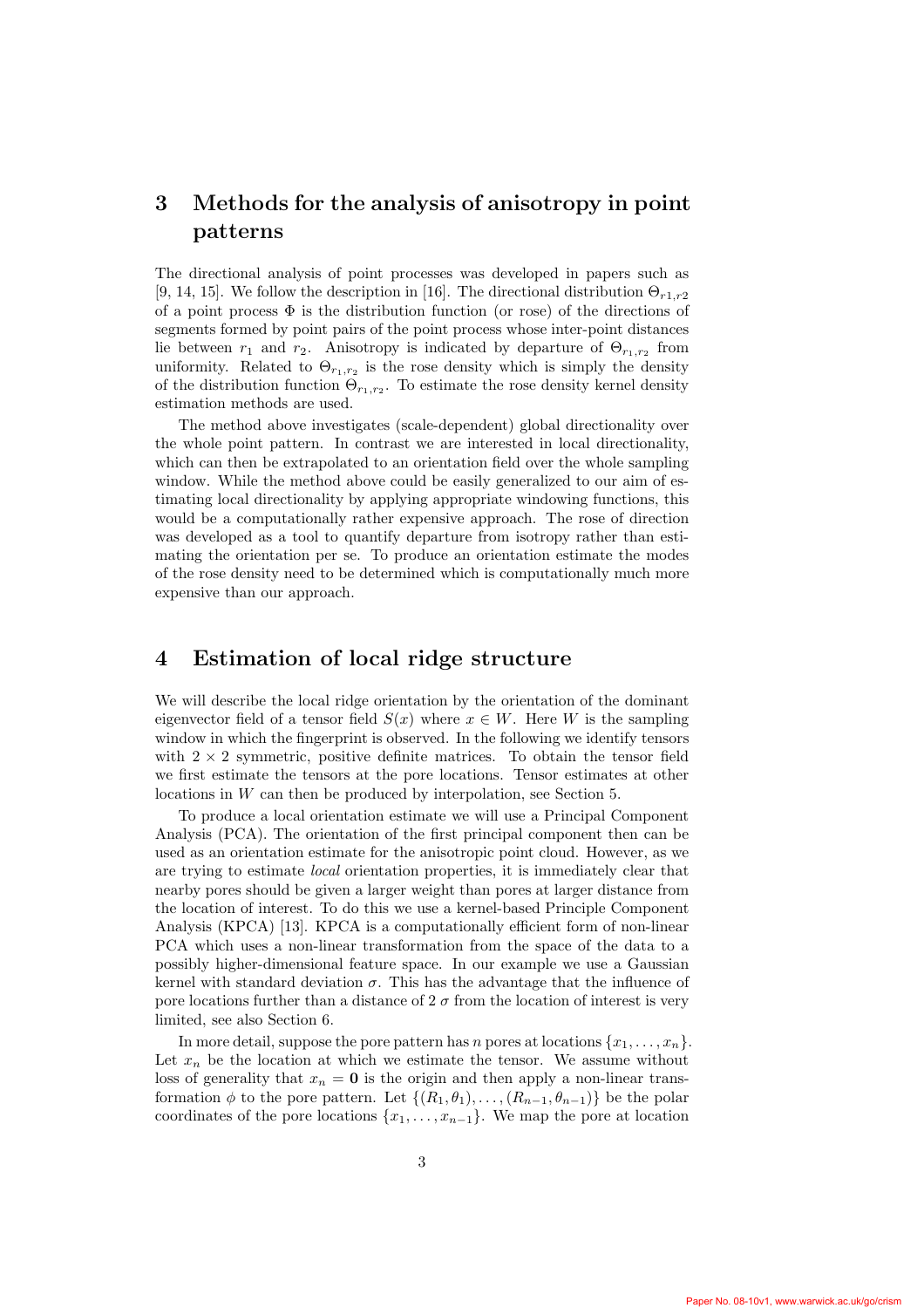## 3 Methods for the analysis of anisotropy in point patterns

The directional analysis of point processes was developed in papers such as [9, 14, 15]. We follow the description in [16]. The directional distribution $\Theta_{r1,r2}$ of a point process $\Phi$ is the distribution function (or rose) of the directions of segments formed by point pairs of the point process whose inter-point distances lie between $r_1$ and $r_2$. Anisotropy is indicated by departure of $\Theta_{r_1,r_2}$ from uniformity. Related to $\Theta_{r_1,r_2}$ is the rose density which is simply the density of the distribution function $\Theta_{r_1,r_2}$. To estimate the rose density kernel density estimation methods are used.

The method above investigates (scale-dependent) global directionality over the whole point pattern. In contrast we are interested in local directionality, which can then be extrapolated to an orientation field over the whole sampling window. While the method above could be easily generalized to our aim of estimating local directionality by applying appropriate windowing functions, this would be a computationally rather expensive approach. The rose of direction was developed as a tool to quantify departure from isotropy rather than estimating the orientation per se. To produce an orientation estimate the modes of the rose density need to be determined which is computationally much more expensive than our approach.

## 4 Estimation of local ridge structure

We will describe the local ridge orientation by the orientation of the dominant eigenvector field of a tensor field $S(x)$ where $x \in W$. Here $W$ is the sampling window in which the fingerprint is observed. In the following we identify tensors with $2 \times 2$ symmetric, positive definite matrices. To obtain the tensor field we first estimate the tensors at the pore locations. Tensor estimates at other locations in $W$ can then be produced by interpolation, see Section 5.

To produce a local orientation estimate we will use a Principal Component Analysis (PCA). The orientation of the first principal component then can be used as an orientation estimate for the anisotropic point cloud. However, as we are trying to estimate *local* orientation properties, it is immediately clear that nearby pores should be given a larger weight than pores at larger distance from the location of interest. To do this we use a kernel-based Principle Component Analysis (KPCA) [13]. KPCA is a computationally efficient form of non-linear PCA which uses a non-linear transformation from the space of the data to a possibly higher-dimensional feature space. In our example we use a Gaussian kernel with standard deviation $\sigma$. This has the advantage that the influence of pore locations further than a distance of 2 $\sigma$ from the location of interest is very limited, see also Section 6.

In more detail, suppose the pore pattern has $n$ pores at locations $\{x_1, \dots, x_n\}$. Let $x_n$ be the location at which we estimate the tensor. We assume without loss of generality that $x_n = \mathbf{0}$ is the origin and then apply a non-linear transformation $\phi$ to the pore pattern. Let $\{(R_1, \theta_1), \dots, (R_{n-1}, \theta_{n-1})\}$ be the polar coordinates of the pore locations $\{x_1, \dots, x_{n-1}\}$. We map the pore at location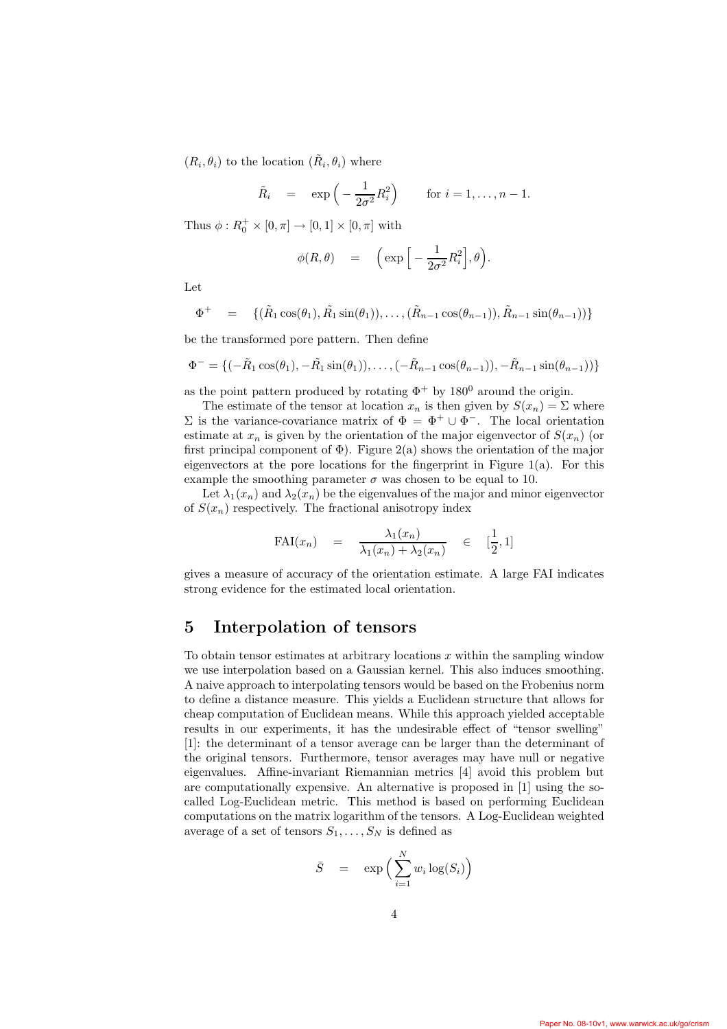$(R_i, \theta_i)$ to the location $(\tilde{R}_i, \theta_i)$ where

$$\tilde{R}_i \quad = \quad \exp\Big(-\frac{1}{2\sigma^2}R_i^2\Big) \qquad \text{for } i = 1, \dots, n-1.$$

Thus $\phi : R_0^+ \times [0, \pi] \to [0, 1] \times [0, \pi]$ with

$$\phi(R, \theta) \quad = \quad \Big(\exp\Big[-\frac{1}{2\sigma^2}R_i^2\Big], \theta\Big).$$

Let

$$\Phi^+ \quad = \quad \{(\tilde{R}_1 \cos(\theta_1), \tilde{R}_1 \sin(\theta_1)), \dots, (\tilde{R}_{n-1} \cos(\theta_{n-1})), \tilde{R}_{n-1} \sin(\theta_{n-1}))\}$$

be the transformed pore pattern. Then define

$$\Phi^- = \{(-\tilde{R}_1 \cos(\theta_1), -\tilde{R}_1 \sin(\theta_1)), \dots, (-\tilde{R}_{n-1} \cos(\theta_{n-1})), -\tilde{R}_{n-1} \sin(\theta_{n-1}))\}$$

as the point pattern produced by rotating $\Phi^+$ by $180^0$ around the origin.

The estimate of the tensor at location $x_n$ is then given by $S(x_n) = \Sigma$ where $\Sigma$ is the variance-covariance matrix of $\Phi = \Phi^+ \cup \Phi^-$. The local orientation estimate at $x_n$ is given by the orientation of the major eigenvector of $S(x_n)$ (or first principal component of $\Phi$). Figure 2(a) shows the orientation of the major eigenvectors at the pore locations for the fingerprint in Figure 1(a). For this example the smoothing parameter $\sigma$ was chosen to be equal to 10.

Let $\lambda_1(x_n)$ and $\lambda_2(x_n)$ be the eigenvalues of the major and minor eigenvector of $S(x_n)$ respectively. The fractional anisotropy index

$$\text{FAI}(x_n) \quad = \quad \frac{\lambda_1(x_n)}{\lambda_1(x_n) + \lambda_2(x_n)} \quad \in \quad [\frac{1}{2}, 1]$$

gives a measure of accuracy of the orientation estimate. A large FAI indicates strong evidence for the estimated local orientation.

## 5 Interpolation of tensors

To obtain tensor estimates at arbitrary locations $x$ within the sampling window we use interpolation based on a Gaussian kernel. This also induces smoothing. A naive approach to interpolating tensors would be based on the Frobenius norm to define a distance measure. This yields a Euclidean structure that allows for cheap computation of Euclidean means. While this approach yielded acceptable results in our experiments, it has the undesirable effect of "tensor swelling" [1]: the determinant of a tensor average can be larger than the determinant of the original tensors. Furthermore, tensor averages may have null or negative eigenvalues. Affine-invariant Riemannian metrics [4] avoid this problem but are computationally expensive. An alternative is proposed in [1] using the so-called Log-Euclidean metric. This method is based on performing Euclidean computations on the matrix logarithm of the tensors. A Log-Euclidean weighted average of a set of tensors $S_1, \dots, S_N$ is defined as

$$\bar{S} \quad = \quad \exp\Big(\sum_{i=1}^{N} w_i \log(S_i)\Big)$$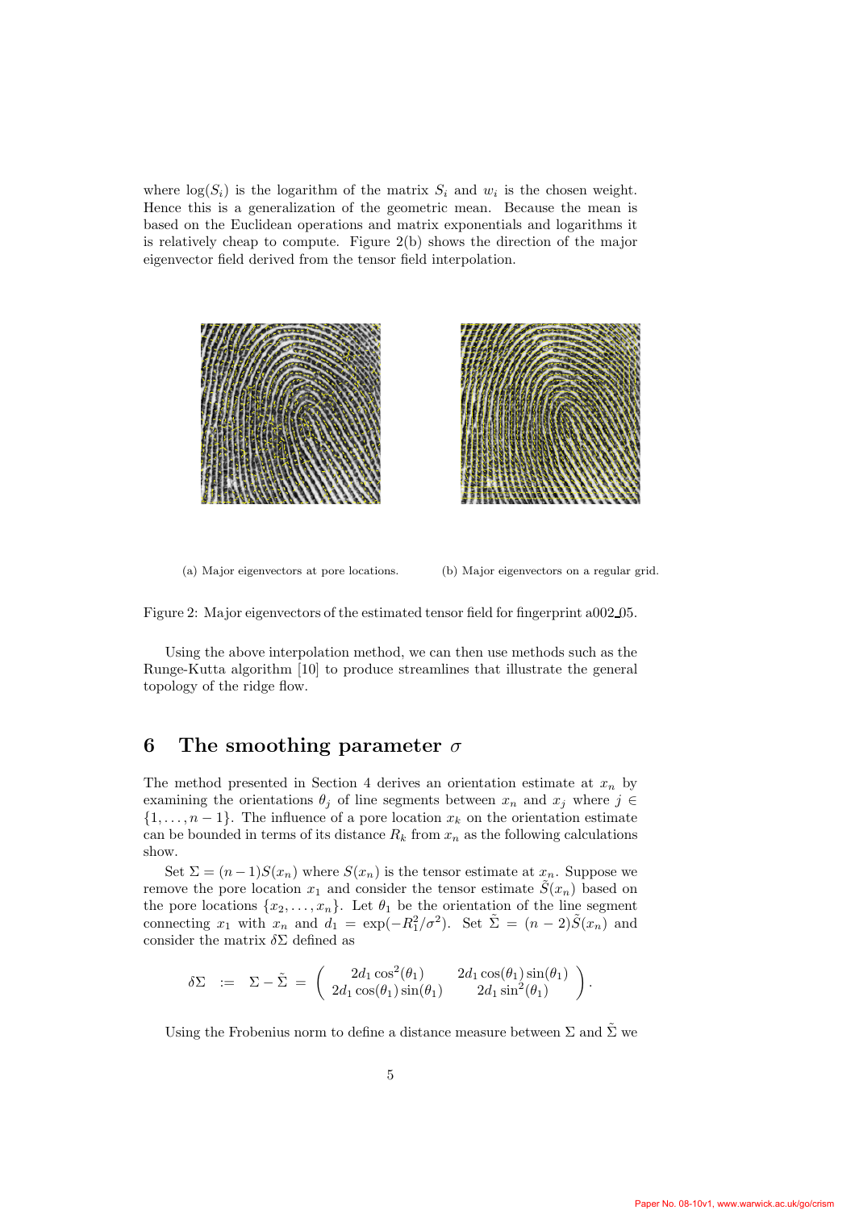where $\log(S_i)$ is the logarithm of the matrix $S_i$ and $w_i$ is the chosen weight. Hence this is a generalization of the geometric mean. Because the mean is based on the Euclidean operations and matrix exponentials and logarithms it is relatively cheap to compute. Figure 2(b) shows the direction of the major eigenvector field derived from the tensor field interpolation.

(a) Major eigenvectors at pore locations.

(b) Major eigenvectors on a regular grid.

Figure 2: Major eigenvectors of the estimated tensor field for fingerprint a002_05.

Using the above interpolation method, we can then use methods such as the Runge-Kutta algorithm [10] to produce streamlines that illustrate the general topology of the ridge flow.

# 6 The smoothing parameter $\sigma$

The method presented in Section 4 derives an orientation estimate at $x_n$ by examining the orientations $\theta_j$ of line segments between $x_n$ and $x_j$ where $j \in \{1, \ldots, n-1\}$. The influence of a pore location $x_k$ on the orientation estimate can be bounded in terms of its distance $R_k$ from $x_n$ as the following calculations show.

Set $\Sigma = (n-1)S(x_n)$ where $S(x_n)$ is the tensor estimate at $x_n$. Suppose we remove the pore location $x_1$ and consider the tensor estimate $\tilde{S}(x_n)$ based on the pore locations $\{x_2, \ldots, x_n\}$. Let $\theta_1$ be the orientation of the line segment connecting $x_1$ with $x_n$ and $d_1 = \exp(-R_1^2/\sigma^2)$. Set $\tilde{\Sigma} = (n-2)\tilde{S}(x_n)$ and consider the matrix $\delta\Sigma$ defined as

$$\delta\Sigma \;\; := \;\; \Sigma - \tilde{\Sigma} \; = \; \begin{pmatrix} 2d_1\cos^2(\theta_1) & 2d_1\cos(\theta_1)\sin(\theta_1) \\ 2d_1\cos(\theta_1)\sin(\theta_1) & 2d_1\sin^2(\theta_1) \end{pmatrix}.$$

Using the Frobenius norm to define a distance measure between $\Sigma$ and $\tilde{\Sigma}$ we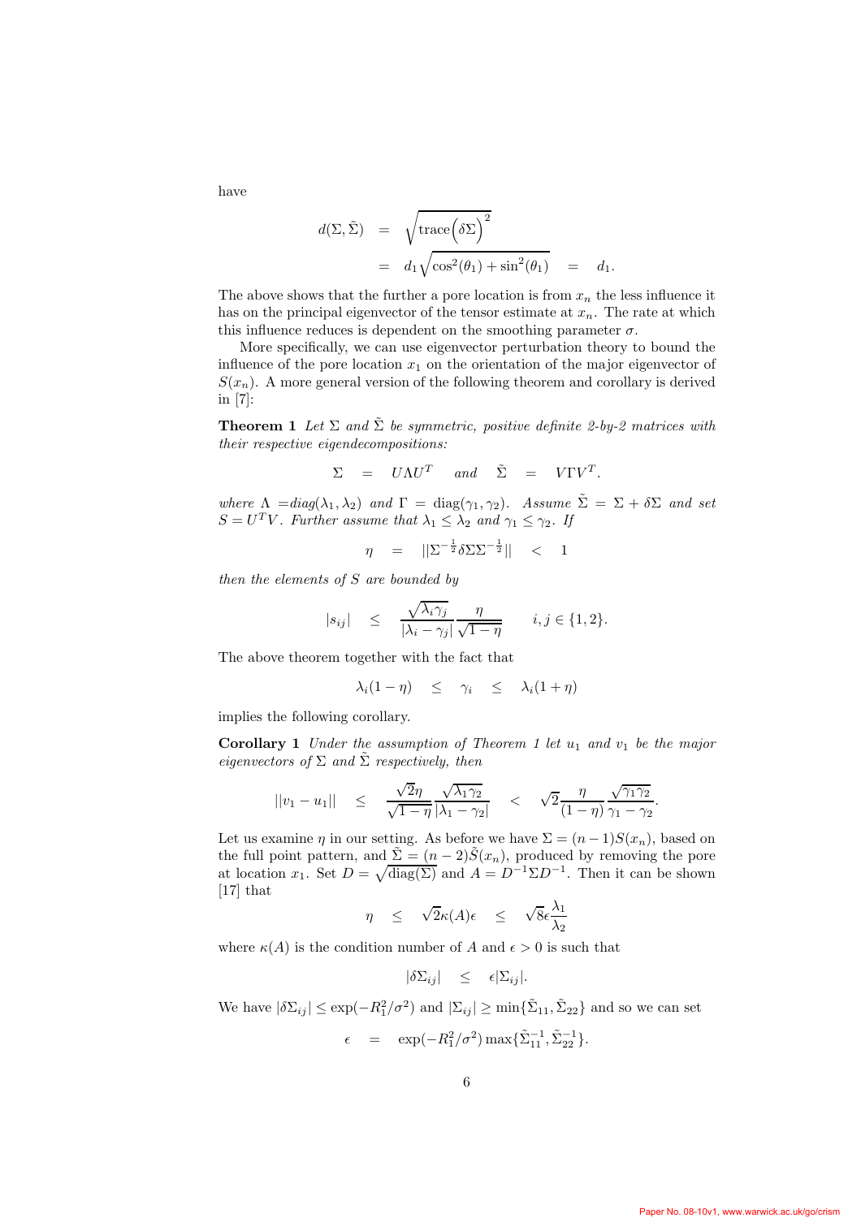have

$$
\begin{aligned}
d(\Sigma, \tilde{\Sigma}) &= \sqrt{\operatorname{trace}\left(\delta\Sigma\right)^2} \\
&= d_1\sqrt{\cos^2(\theta_1) + \sin^2(\theta_1)} \quad = \quad d_1.
\end{aligned}
$$

The above shows that the further a pore location is from $x_n$ the less influence it has on the principal eigenvector of the tensor estimate at $x_n$. The rate at which this influence reduces is dependent on the smoothing parameter $\sigma$.

More specifically, we can use eigenvector perturbation theory to bound the influence of the pore location $x_1$ on the orientation of the major eigenvector of $S(x_n)$. A more general version of the following theorem and corollary is derived in [7]:

**Theorem 1** *Let $\Sigma$ and $\tilde{\Sigma}$ be symmetric, positive definite 2-by-2 matrices with their respective eigendecompositions:*

$$
\Sigma \quad = \quad U\Lambda U^T \quad \text{and} \quad \tilde{\Sigma} \quad = \quad V\Gamma V^T.
$$

*where $\Lambda = diag(\lambda_1, \lambda_2)$ and $\Gamma = \operatorname{diag}(\gamma_1, \gamma_2)$. Assume $\tilde{\Sigma} = \Sigma + \delta\Sigma$ and set $S = U^T V$. Further assume that $\lambda_1 \leq \lambda_2$ and $\gamma_1 \leq \gamma_2$. If*

$$
\eta \quad = \quad ||\Sigma^{-\frac{1}{2}}\delta\Sigma\Sigma^{-\frac{1}{2}}|| \quad < \quad 1
$$

*then the elements of $S$ are bounded by*

$$
|s_{ij}| \quad \leq \quad \frac{\sqrt{\lambda_i \gamma_j}}{|\lambda_i - \gamma_j|}\frac{\eta}{\sqrt{1-\eta}} \qquad i, j \in \{1, 2\}.
$$

The above theorem together with the fact that

$$
\lambda_i(1-\eta) \quad \leq \quad \gamma_i \quad \leq \quad \lambda_i(1+\eta)
$$

implies the following corollary.

**Corollary 1** *Under the assumption of Theorem 1 let $u_1$ and $v_1$ be the major eigenvectors of $\Sigma$ and $\tilde{\Sigma}$ respectively, then*

$$
||v_1 - u_1|| \quad \leq \quad \frac{\sqrt{2}\eta}{\sqrt{1-\eta}}\frac{\sqrt{\lambda_1\gamma_2}}{|\lambda_1 - \gamma_2|} \quad < \quad \sqrt{2}\frac{\eta}{(1-\eta)}\frac{\sqrt{\gamma_1\gamma_2}}{\gamma_1 - \gamma_2}.
$$

Let us examine $\eta$ in our setting. As before we have $\Sigma = (n-1)S(x_n)$, based on the full point pattern, and $\tilde{\Sigma} = (n-2)\tilde{S}(x_n)$, produced by removing the pore at location $x_1$. Set $D = \sqrt{\operatorname{diag}(\Sigma)}$ and $A = D^{-1}\Sigma D^{-1}$. Then it can be shown [17] that

$$
\eta \quad \leq \quad \sqrt{2}\kappa(A)\epsilon \quad \leq \quad \sqrt{8}\epsilon\frac{\lambda_1}{\lambda_2}
$$

where $\kappa(A)$ is the condition number of $A$ and $\epsilon > 0$ is such that

$$
|\delta\Sigma_{ij}| \quad \leq \quad \epsilon|\Sigma_{ij}|.
$$

We have $|\delta\Sigma_{ij}| \leq \exp(-R_1^2/\sigma^2)$ and $|\Sigma_{ij}| \geq \min\{\tilde{\Sigma}_{11}, \tilde{\Sigma}_{22}\}$ and so we can set

$$
\epsilon \quad = \quad \exp(-R_1^2/\sigma^2)\max\{\tilde{\Sigma}_{11}^{-1}, \tilde{\Sigma}_{22}^{-1}\}.
$$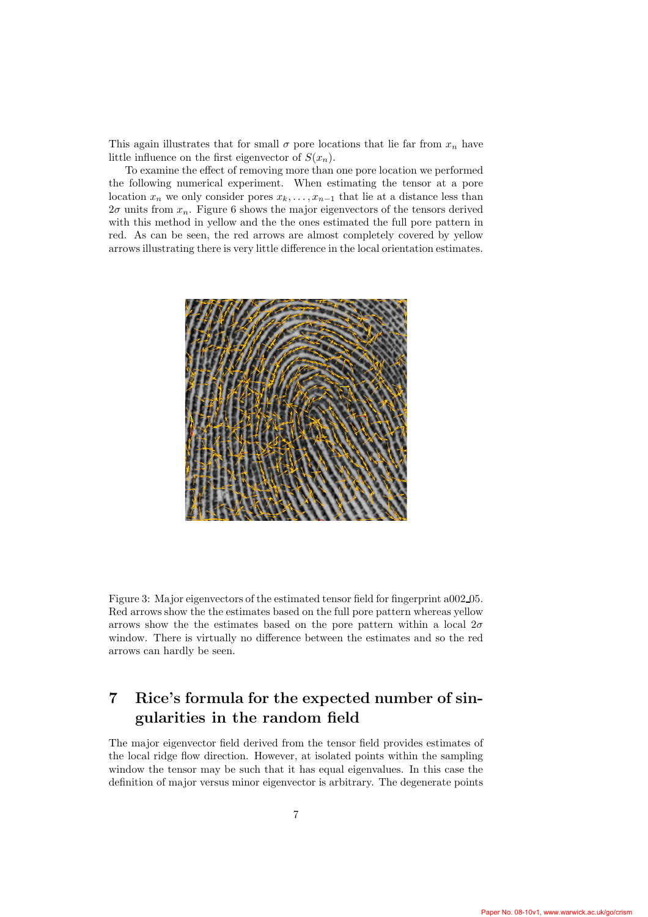This again illustrates that for small $\sigma$ pore locations that lie far from $x_n$ have little influence on the first eigenvector of $S(x_n)$.

To examine the effect of removing more than one pore location we performed the following numerical experiment. When estimating the tensor at a pore location $x_n$ we only consider pores $x_k, \ldots, x_{n-1}$ that lie at a distance less than $2\sigma$ units from $x_n$. Figure 6 shows the major eigenvectors of the tensors derived with this method in yellow and the the ones estimated the full pore pattern in red. As can be seen, the red arrows are almost completely covered by yellow arrows illustrating there is very little difference in the local orientation estimates.

Figure 3: Major eigenvectors of the estimated tensor field for fingerprint a002_05. Red arrows show the the estimates based on the full pore pattern whereas yellow arrows show the the estimates based on the pore pattern within a local $2\sigma$ window. There is virtually no difference between the estimates and so the red arrows can hardly be seen.

## 7 Rice's formula for the expected number of singularities in the random field

The major eigenvector field derived from the tensor field provides estimates of the local ridge flow direction. However, at isolated points within the sampling window the tensor may be such that it has equal eigenvalues. In this case the definition of major versus minor eigenvector is arbitrary. The degenerate points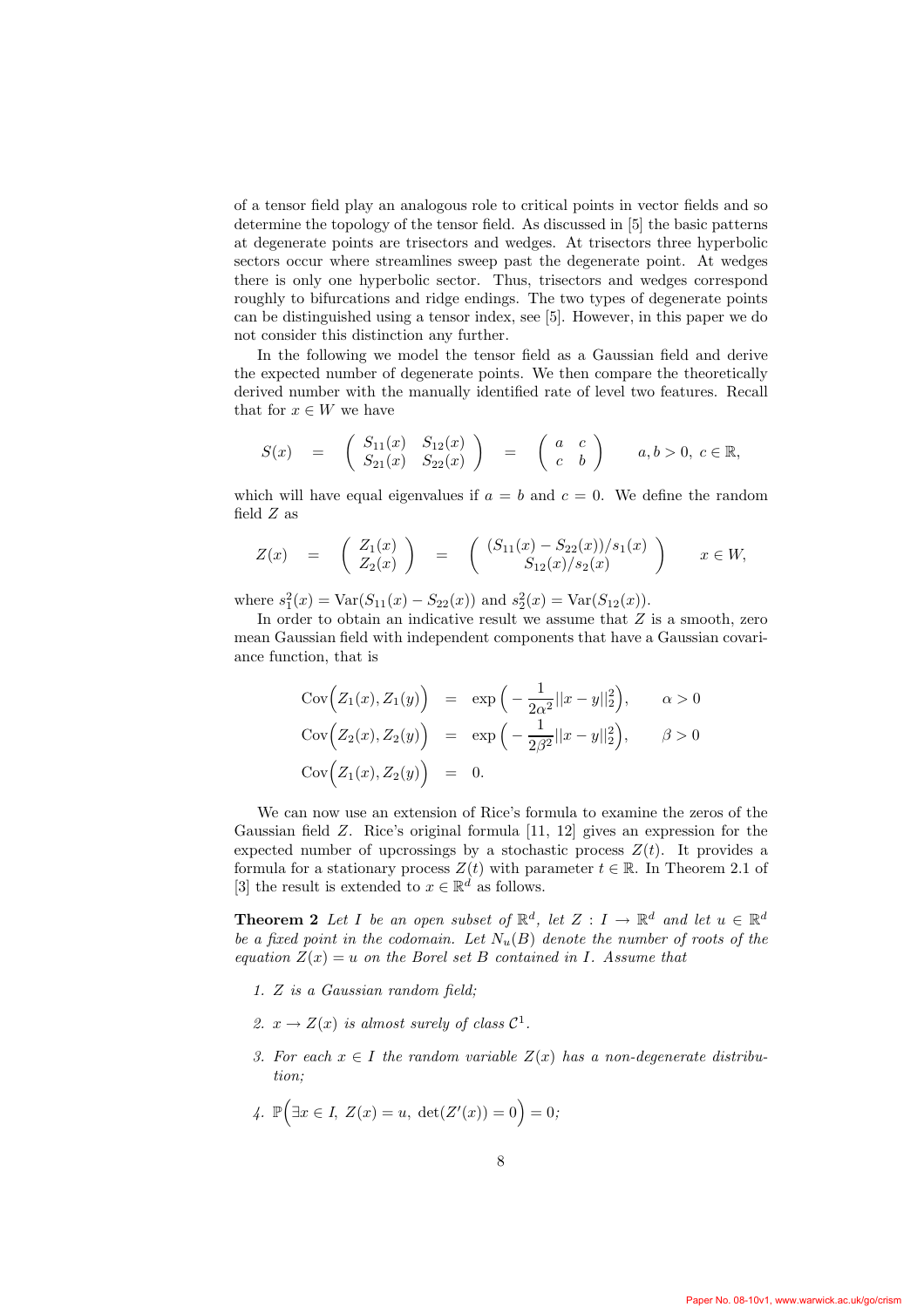of a tensor field play an analogous role to critical points in vector fields and so determine the topology of the tensor field. As discussed in [5] the basic patterns at degenerate points are trisectors and wedges. At trisectors three hyperbolic sectors occur where streamlines sweep past the degenerate point. At wedges there is only one hyperbolic sector. Thus, trisectors and wedges correspond roughly to bifurcations and ridge endings. The two types of degenerate points can be distinguished using a tensor index, see [5]. However, in this paper we do not consider this distinction any further.

In the following we model the tensor field as a Gaussian field and derive the expected number of degenerate points. We then compare the theoretically derived number with the manually identified rate of level two features. Recall that for $x \in W$ we have

$$S(x) \quad = \quad \begin{pmatrix} S_{11}(x) & S_{12}(x) \\ S_{21}(x) & S_{22}(x) \end{pmatrix} \quad = \quad \begin{pmatrix} a & c \\ c & b \end{pmatrix} \qquad a, b > 0,\ c \in \mathbb{R},$$

which will have equal eigenvalues if $a = b$ and $c = 0$. We define the random field $Z$ as

$$Z(x) \quad = \quad \begin{pmatrix} Z_1(x) \\ Z_2(x) \end{pmatrix} \quad = \quad \begin{pmatrix} (S_{11}(x) - S_{22}(x))/s_1(x) \\ S_{12}(x)/s_2(x) \end{pmatrix} \qquad x \in W,$$

where $s_1^2(x) = \mathrm{Var}(S_{11}(x) - S_{22}(x))$ and $s_2^2(x) = \mathrm{Var}(S_{12}(x))$.

In order to obtain an indicative result we assume that $Z$ is a smooth, zero mean Gaussian field with independent components that have a Gaussian covariance function, that is

$$\begin{aligned}
\mathrm{Cov}\Big(Z_1(x), Z_1(y)\Big) &= \exp\Big(-\frac{1}{2\alpha^2}||x-y||_2^2\Big), \qquad \alpha > 0 \\
\mathrm{Cov}\Big(Z_2(x), Z_2(y)\Big) &= \exp\Big(-\frac{1}{2\beta^2}||x-y||_2^2\Big), \qquad \beta > 0 \\
\mathrm{Cov}\Big(Z_1(x), Z_2(y)\Big) &= 0.
\end{aligned}$$

We can now use an extension of Rice's formula to examine the zeros of the Gaussian field $Z$. Rice's original formula [11, 12] gives an expression for the expected number of upcrossings by a stochastic process $Z(t)$. It provides a formula for a stationary process $Z(t)$ with parameter $t \in \mathbb{R}$. In Theorem 2.1 of [3] the result is extended to $x \in \mathbb{R}^d$ as follows.

**Theorem 2** *Let $I$ be an open subset of $\mathbb{R}^d$, let $Z : I \to \mathbb{R}^d$ and let $u \in \mathbb{R}^d$ be a fixed point in the codomain. Let $N_u(B)$ denote the number of roots of the equation $Z(x) = u$ on the Borel set $B$ contained in $I$. Assume that*

1. *$Z$ is a Gaussian random field;*
2. *$x \to Z(x)$ is almost surely of class $\mathcal{C}^1$.*
3. *For each $x \in I$ the random variable $Z(x)$ has a non-degenerate distribution;*
4. *$\mathbb{P}\Big(\exists x \in I,\ Z(x) = u,\ \det(Z'(x)) = 0\Big) = 0;$*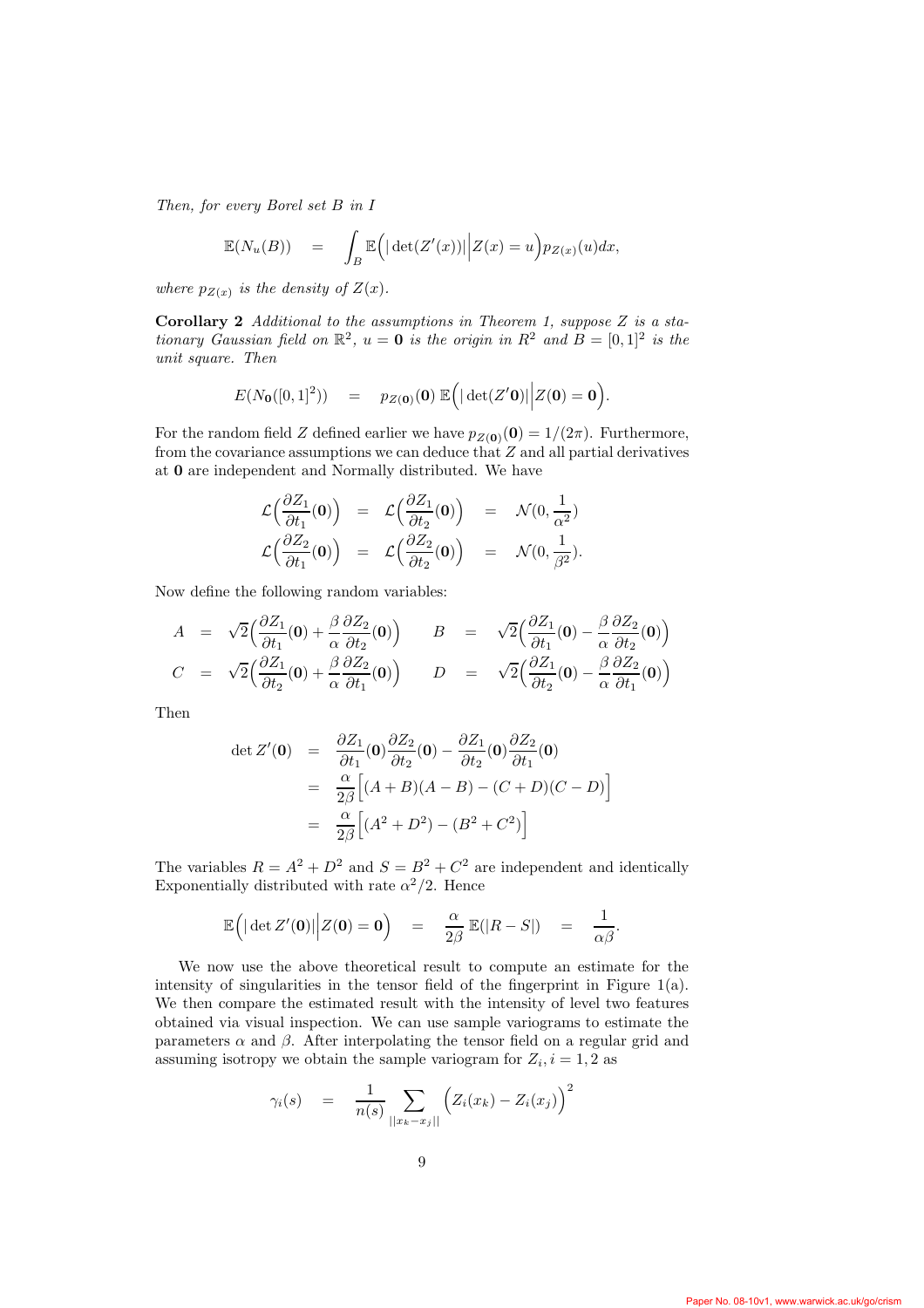*Then, for every Borel set $B$ in $I$*

$$\mathbb{E}(N_u(B)) = \int_B \mathbb{E}\Big(|\det(Z'(x))|\Big|Z(x)=u\Big)p_{Z(x)}(u)dx,$$

*where $p_{Z(x)}$ is the density of $Z(x)$.*

**Corollary 2** *Additional to the assumptions in Theorem 1, suppose $Z$ is a stationary Gaussian field on $\mathbb{R}^2$, $u=\mathbf{0}$ is the origin in $R^2$ and $B=[0,1]^2$ is the unit square. Then*

$$E(N_{\mathbf{0}}([0,1]^2)) = p_{Z(\mathbf{0})}(\mathbf{0})\,\mathbb{E}\Big(|\det(Z'\mathbf{0})|\Big|Z(\mathbf{0})=\mathbf{0}\Big).$$

For the random field $Z$ defined earlier we have $p_{Z(\mathbf{0})}(\mathbf{0}) = 1/(2\pi)$. Furthermore, from the covariance assumptions we can deduce that $Z$ and all partial derivatives at $\mathbf{0}$ are independent and Normally distributed. We have

$$\begin{aligned}
\mathcal{L}\Big(\frac{\partial Z_1}{\partial t_1}(\mathbf{0})\Big) &= \mathcal{L}\Big(\frac{\partial Z_1}{\partial t_2}(\mathbf{0})\Big) = \mathcal{N}(0,\frac{1}{\alpha^2})\\
\mathcal{L}\Big(\frac{\partial Z_2}{\partial t_1}(\mathbf{0})\Big) &= \mathcal{L}\Big(\frac{\partial Z_2}{\partial t_2}(\mathbf{0})\Big) = \mathcal{N}(0,\frac{1}{\beta^2}).
\end{aligned}$$

Now define the following random variables:

$$\begin{aligned}
A &= \sqrt{2}\Big(\frac{\partial Z_1}{\partial t_1}(\mathbf{0}) + \frac{\beta}{\alpha}\frac{\partial Z_2}{\partial t_2}(\mathbf{0})\Big) \qquad B = \sqrt{2}\Big(\frac{\partial Z_1}{\partial t_1}(\mathbf{0}) - \frac{\beta}{\alpha}\frac{\partial Z_2}{\partial t_2}(\mathbf{0})\Big)\\
C &= \sqrt{2}\Big(\frac{\partial Z_1}{\partial t_2}(\mathbf{0}) + \frac{\beta}{\alpha}\frac{\partial Z_2}{\partial t_1}(\mathbf{0})\Big) \qquad D = \sqrt{2}\Big(\frac{\partial Z_1}{\partial t_2}(\mathbf{0}) - \frac{\beta}{\alpha}\frac{\partial Z_2}{\partial t_1}(\mathbf{0})\Big)
\end{aligned}$$

Then

$$\begin{aligned}
\det Z'(\mathbf{0}) &= \frac{\partial Z_1}{\partial t_1}(\mathbf{0})\frac{\partial Z_2}{\partial t_2}(\mathbf{0}) - \frac{\partial Z_1}{\partial t_2}(\mathbf{0})\frac{\partial Z_2}{\partial t_1}(\mathbf{0})\\
&= \frac{\alpha}{2\beta}\Big[(A+B)(A-B) - (C+D)(C-D)\Big]\\
&= \frac{\alpha}{2\beta}\Big[(A^2+D^2) - (B^2+C^2)\Big]
\end{aligned}$$

The variables $R = A^2 + D^2$ and $S = B^2 + C^2$ are independent and identically Exponentially distributed with rate $\alpha^2/2$. Hence

$$\mathbb{E}\Big(|\det Z'(\mathbf{0})|\Big|Z(\mathbf{0})=\mathbf{0}\Big) = \frac{\alpha}{2\beta}\,\mathbb{E}(|R-S|) = \frac{1}{\alpha\beta}.$$

We now use the above theoretical result to compute an estimate for the intensity of singularities in the tensor field of the fingerprint in Figure 1(a). We then compare the estimated result with the intensity of level two features obtained via visual inspection. We can use sample variograms to estimate the parameters $\alpha$ and $\beta$. After interpolating the tensor field on a regular grid and assuming isotropy we obtain the sample variogram for $Z_i, i=1,2$ as

$$\gamma_i(s) = \frac{1}{n(s)}\sum_{||x_k-x_j||}\Big(Z_i(x_k) - Z_i(x_j)\Big)^2$$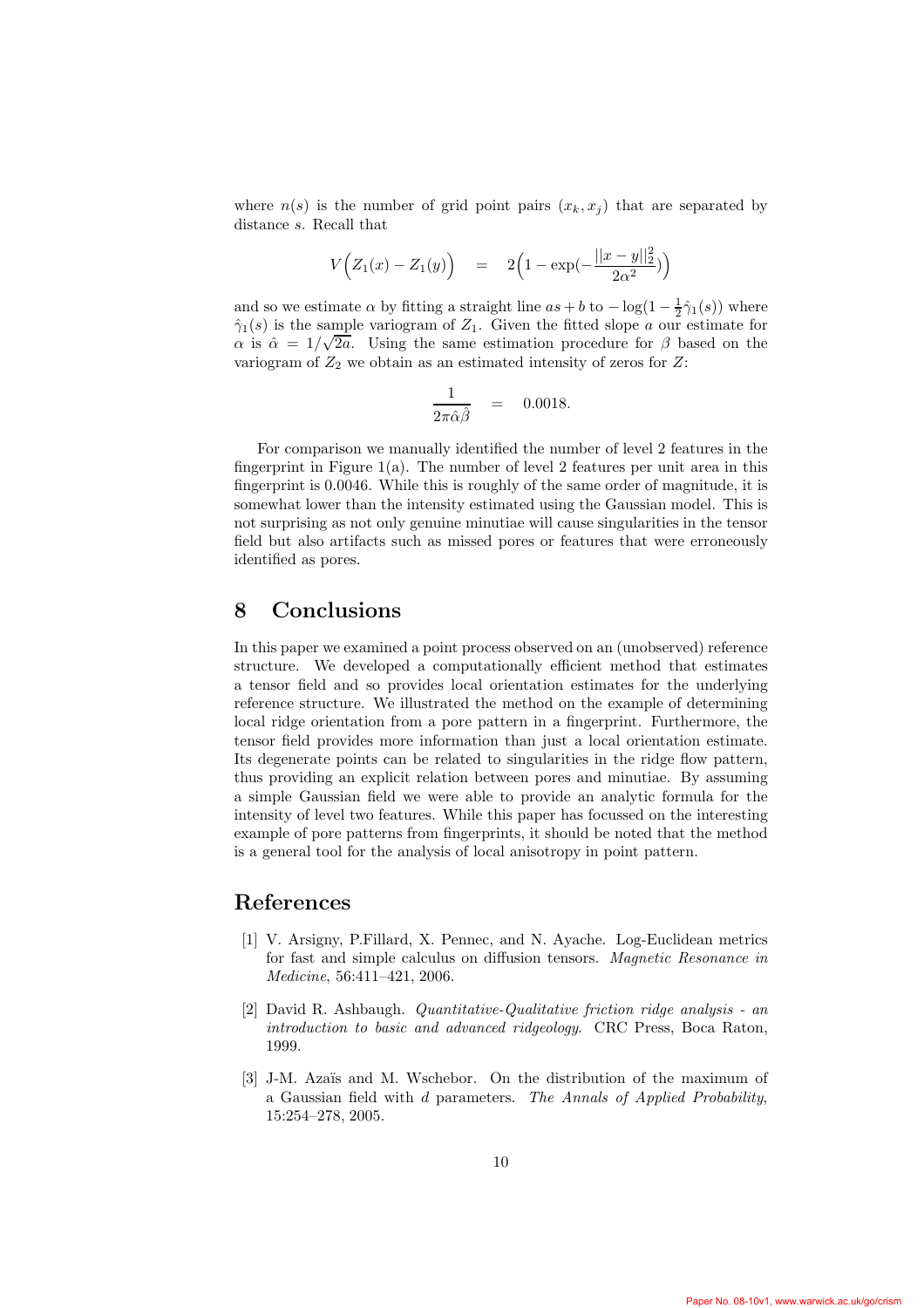where $n(s)$ is the number of grid point pairs $(x_k, x_j)$ that are separated by distance $s$. Recall that

$$V\Big(Z_1(x) - Z_1(y)\Big) \quad = \quad 2\Big(1 - \exp(-\frac{||x-y||_2^2}{2\alpha^2})\Big)$$

and so we estimate $\alpha$ by fitting a straight line $as + b$ to $-\log(1 - \frac{1}{2}\hat{\gamma}_1(s))$ where $\hat{\gamma}_1(s)$ is the sample variogram of $Z_1$. Given the fitted slope $a$ our estimate for $\alpha$ is $\hat{\alpha} = 1/\sqrt{2a}$. Using the same estimation procedure for $\beta$ based on the variogram of $Z_2$ we obtain as an estimated intensity of zeros for $Z$:

$$\frac{1}{2\pi\hat{\alpha}\hat{\beta}} \quad = \quad 0.0018.$$

For comparison we manually identified the number of level 2 features in the fingerprint in Figure 1(a). The number of level 2 features per unit area in this fingerprint is 0.0046. While this is roughly of the same order of magnitude, it is somewhat lower than the intensity estimated using the Gaussian model. This is not surprising as not only genuine minutiae will cause singularities in the tensor field but also artifacts such as missed pores or features that were erroneously identified as pores.

# 8 Conclusions

In this paper we examined a point process observed on an (unobserved) reference structure. We developed a computationally efficient method that estimates a tensor field and so provides local orientation estimates for the underlying reference structure. We illustrated the method on the example of determining local ridge orientation from a pore pattern in a fingerprint. Furthermore, the tensor field provides more information than just a local orientation estimate. Its degenerate points can be related to singularities in the ridge flow pattern, thus providing an explicit relation between pores and minutiae. By assuming a simple Gaussian field we were able to provide an analytic formula for the intensity of level two features. While this paper has focussed on the interesting example of pore patterns from fingerprints, it should be noted that the method is a general tool for the analysis of local anisotropy in point pattern.

# References

[1] V. Arsigny, P.Fillard, X. Pennec, and N. Ayache. Log-Euclidean metrics for fast and simple calculus on diffusion tensors. *Magnetic Resonance in Medicine*, 56:411–421, 2006.

[2] David R. Ashbaugh. *Quantitative-Qualitative friction ridge analysis - an introduction to basic and advanced ridgeology*. CRC Press, Boca Raton, 1999.

[3] J-M. Azaïs and M. Wschebor. On the distribution of the maximum of a Gaussian field with $d$ parameters. *The Annals of Applied Probability*, 15:254–278, 2005.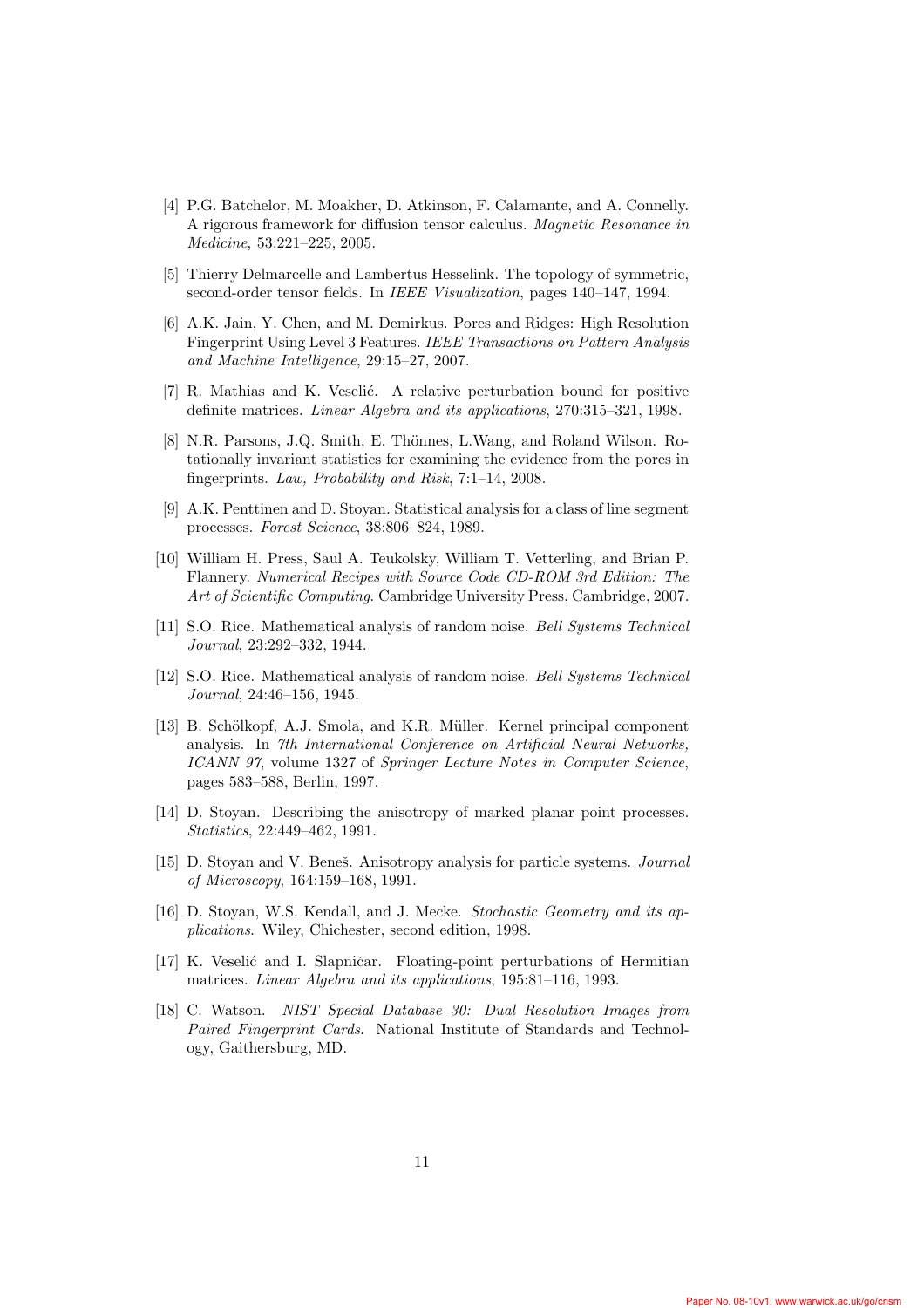[4] P.G. Batchelor, M. Moakher, D. Atkinson, F. Calamante, and A. Connelly. A rigorous framework for diffusion tensor calculus. *Magnetic Resonance in Medicine*, 53:221–225, 2005.

[5] Thierry Delmarcelle and Lambertus Hesselink. The topology of symmetric, second-order tensor fields. In *IEEE Visualization*, pages 140–147, 1994.

[6] A.K. Jain, Y. Chen, and M. Demirkus. Pores and Ridges: High Resolution Fingerprint Using Level 3 Features. *IEEE Transactions on Pattern Analysis and Machine Intelligence*, 29:15–27, 2007.

[7] R. Mathias and K. Veselić. A relative perturbation bound for positive definite matrices. *Linear Algebra and its applications*, 270:315–321, 1998.

[8] N.R. Parsons, J.Q. Smith, E. Thönnes, L.Wang, and Roland Wilson. Rotationally invariant statistics for examining the evidence from the pores in fingerprints. *Law, Probability and Risk*, 7:1–14, 2008.

[9] A.K. Penttinen and D. Stoyan. Statistical analysis for a class of line segment processes. *Forest Science*, 38:806–824, 1989.

[10] William H. Press, Saul A. Teukolsky, William T. Vetterling, and Brian P. Flannery. *Numerical Recipes with Source Code CD-ROM 3rd Edition: The Art of Scientific Computing*. Cambridge University Press, Cambridge, 2007.

[11] S.O. Rice. Mathematical analysis of random noise. *Bell Systems Technical Journal*, 23:292–332, 1944.

[12] S.O. Rice. Mathematical analysis of random noise. *Bell Systems Technical Journal*, 24:46–156, 1945.

[13] B. Schölkopf, A.J. Smola, and K.R. Müller. Kernel principal component analysis. In *7th International Conference on Artificial Neural Networks, ICANN 97*, volume 1327 of *Springer Lecture Notes in Computer Science*, pages 583–588, Berlin, 1997.

[14] D. Stoyan. Describing the anisotropy of marked planar point processes. *Statistics*, 22:449–462, 1991.

[15] D. Stoyan and V. Beneš. Anisotropy analysis for particle systems. *Journal of Microscopy*, 164:159–168, 1991.

[16] D. Stoyan, W.S. Kendall, and J. Mecke. *Stochastic Geometry and its applications*. Wiley, Chichester, second edition, 1998.

[17] K. Veselić and I. Slapničar. Floating-point perturbations of Hermitian matrices. *Linear Algebra and its applications*, 195:81–116, 1993.

[18] C. Watson. *NIST Special Database 30: Dual Resolution Images from Paired Fingerprint Cards*. National Institute of Standards and Technology, Gaithersburg, MD.